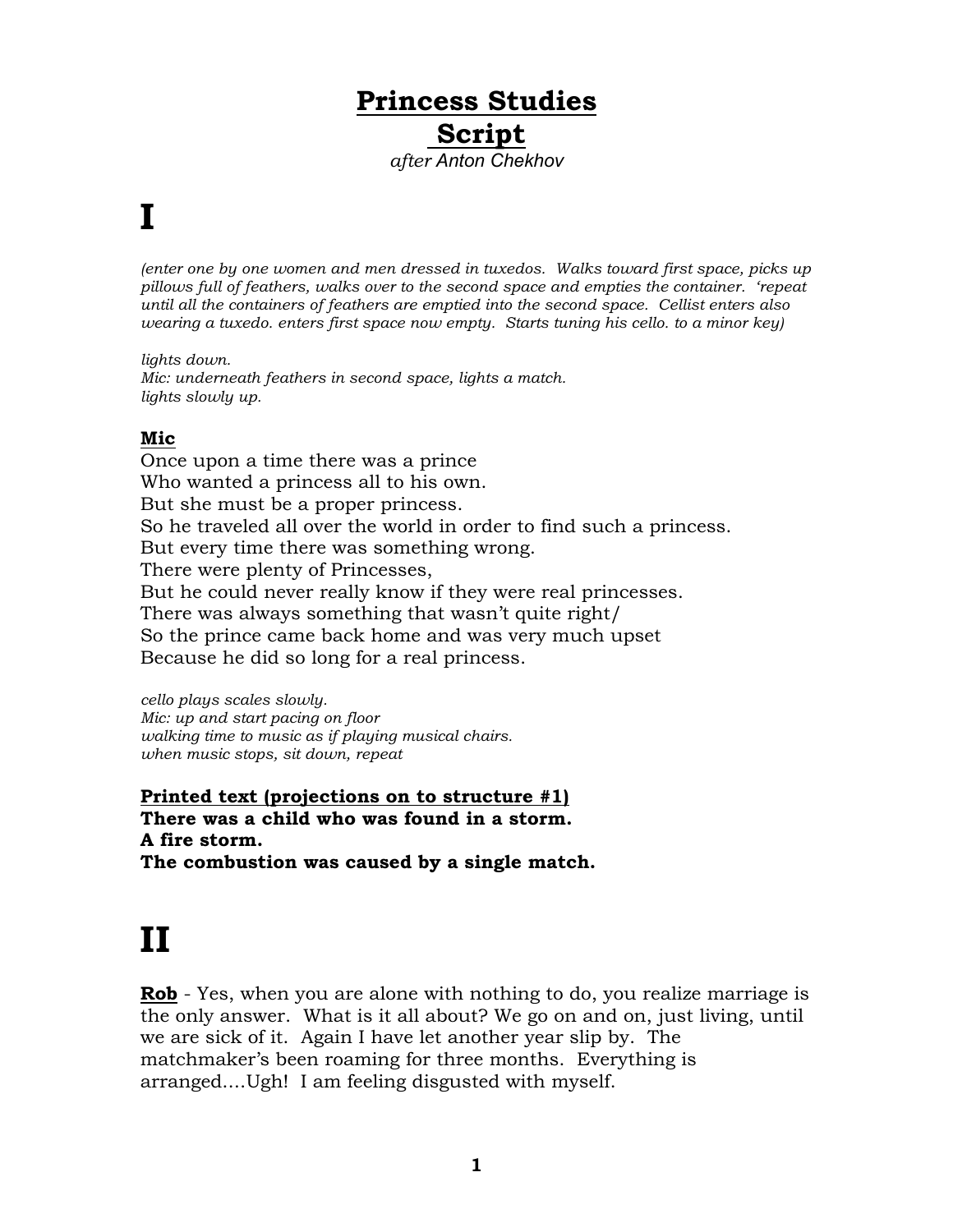# Princess Studies
# Script

*after Anton Chekhov*

# I

*(enter one by one women and men dressed in tuxedos. Walks toward first space, picks up pillows full of feathers, walks over to the second space and empties the container. 'repeat until all the containers of feathers are emptied into the second space. Cellist enters also wearing a tuxedo. enters first space now empty. Starts tuning his cello. to a minor key)*

*lights down.*
*Mic: underneath feathers in second space, lights a match.*
*lights slowly up.*

**Mic**

Once upon a time there was a prince
Who wanted a princess all to his own.
But she must be a proper princess.
So he traveled all over the world in order to find such a princess.
But every time there was something wrong.
There were plenty of Princesses,
But he could never really know if they were real princesses.
There was always something that wasn't quite right/
So the prince came back home and was very much upset
Because he did so long for a real princess.

*cello plays scales slowly.*
*Mic: up and start pacing on floor*
*walking time to music as if playing musical chairs.*
*when music stops, sit down, repeat*

**Printed text (projections on to structure #1)**
**There was a child who was found in a storm.**
**A fire storm.**
**The combustion was caused by a single match.**

# II

**Rob** - Yes, when you are alone with nothing to do, you realize marriage is the only answer. What is it all about? We go on and on, just living, until we are sick of it. Again I have let another year slip by. The matchmaker's been roaming for three months. Everything is arranged....Ugh! I am feeling disgusted with myself.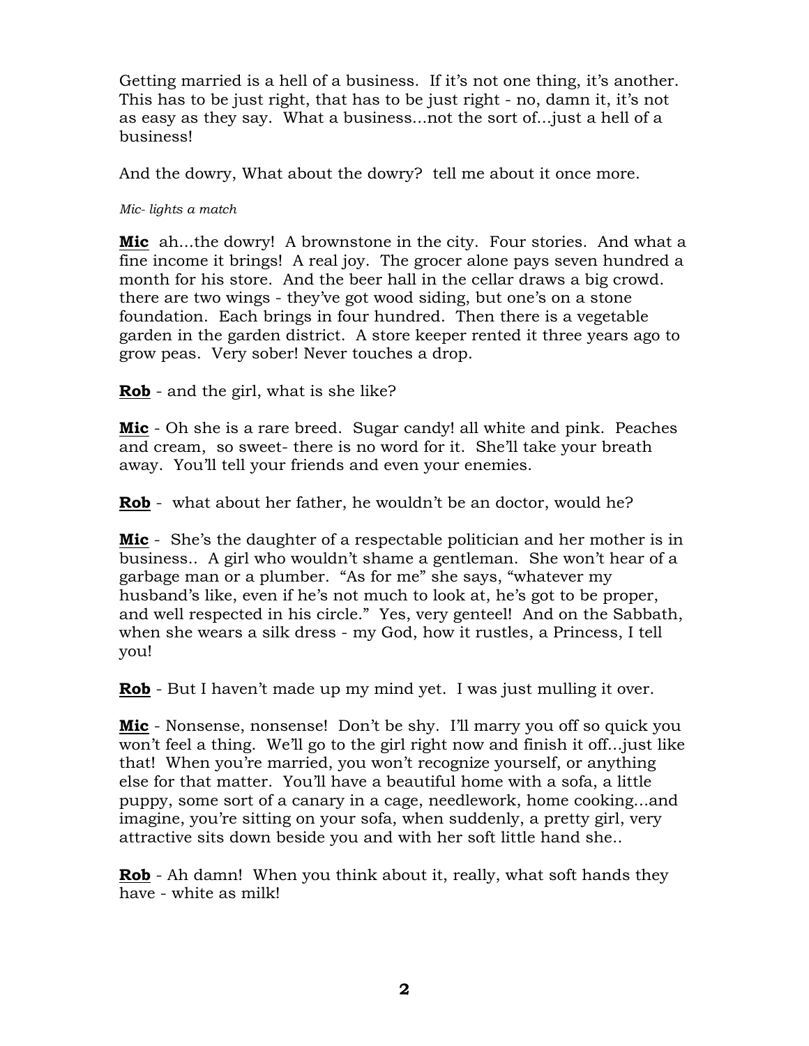Getting married is a hell of a business. If it's not one thing, it's another. This has to be just right, that has to be just right - no, damn it, it's not as easy as they say. What a business...not the sort of...just a hell of a business!

And the dowry, What about the dowry? tell me about it once more.

*Mic- lights a match*

**Mic** ah...the dowry! A brownstone in the city. Four stories. And what a fine income it brings! A real joy. The grocer alone pays seven hundred a month for his store. And the beer hall in the cellar draws a big crowd. there are two wings - they've got wood siding, but one's on a stone foundation. Each brings in four hundred. Then there is a vegetable garden in the garden district. A store keeper rented it three years ago to grow peas. Very sober! Never touches a drop.

**Rob** - and the girl, what is she like?

**Mic** - Oh she is a rare breed. Sugar candy! all white and pink. Peaches and cream, so sweet- there is no word for it. She'll take your breath away. You'll tell your friends and even your enemies.

**Rob** - what about her father, he wouldn't be an doctor, would he?

**Mic** - She's the daughter of a respectable politician and her mother is in business.. A girl who wouldn't shame a gentleman. She won't hear of a garbage man or a plumber. "As for me" she says, "whatever my husband's like, even if he's not much to look at, he's got to be proper, and well respected in his circle." Yes, very genteel! And on the Sabbath, when she wears a silk dress - my God, how it rustles, a Princess, I tell you!

**Rob** - But I haven't made up my mind yet. I was just mulling it over.

**Mic** - Nonsense, nonsense! Don't be shy. I'll marry you off so quick you won't feel a thing. We'll go to the girl right now and finish it off...just like that! When you're married, you won't recognize yourself, or anything else for that matter. You'll have a beautiful home with a sofa, a little puppy, some sort of a canary in a cage, needlework, home cooking...and imagine, you're sitting on your sofa, when suddenly, a pretty girl, very attractive sits down beside you and with her soft little hand she..

**Rob** - Ah damn! When you think about it, really, what soft hands they have - white as milk!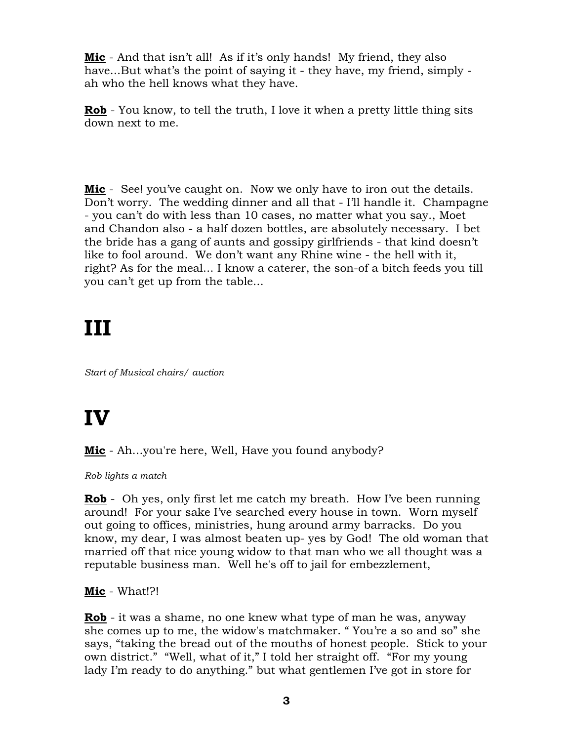**Mic** - And that isn't all! As if it's only hands! My friend, they also have…But what's the point of saying it - they have, my friend, simply - ah who the hell knows what they have.

**Rob** - You know, to tell the truth, I love it when a pretty little thing sits down next to me.

**Mic** - See! you've caught on. Now we only have to iron out the details. Don't worry. The wedding dinner and all that - I'll handle it. Champagne - you can't do with less than 10 cases, no matter what you say., Moet and Chandon also - a half dozen bottles, are absolutely necessary. I bet the bride has a gang of aunts and gossipy girlfriends - that kind doesn't like to fool around. We don't want any Rhine wine - the hell with it, right? As for the meal… I know a caterer, the son-of a bitch feeds you till you can't get up from the table…

# III

*Start of Musical chairs/ auction*

# IV

**Mic** - Ah…you're here, Well, Have you found anybody?

*Rob lights a match*

**Rob** - Oh yes, only first let me catch my breath. How I've been running around! For your sake I've searched every house in town. Worn myself out going to offices, ministries, hung around army barracks. Do you know, my dear, I was almost beaten up- yes by God! The old woman that married off that nice young widow to that man who we all thought was a reputable business man. Well he's off to jail for embezzlement,

**Mic** - What!?!

**Rob** - it was a shame, no one knew what type of man he was, anyway she comes up to me, the widow's matchmaker. " You're a so and so" she says, "taking the bread out of the mouths of honest people. Stick to your own district." "Well, what of it," I told her straight off. "For my young lady I'm ready to do anything." but what gentlemen I've got in store for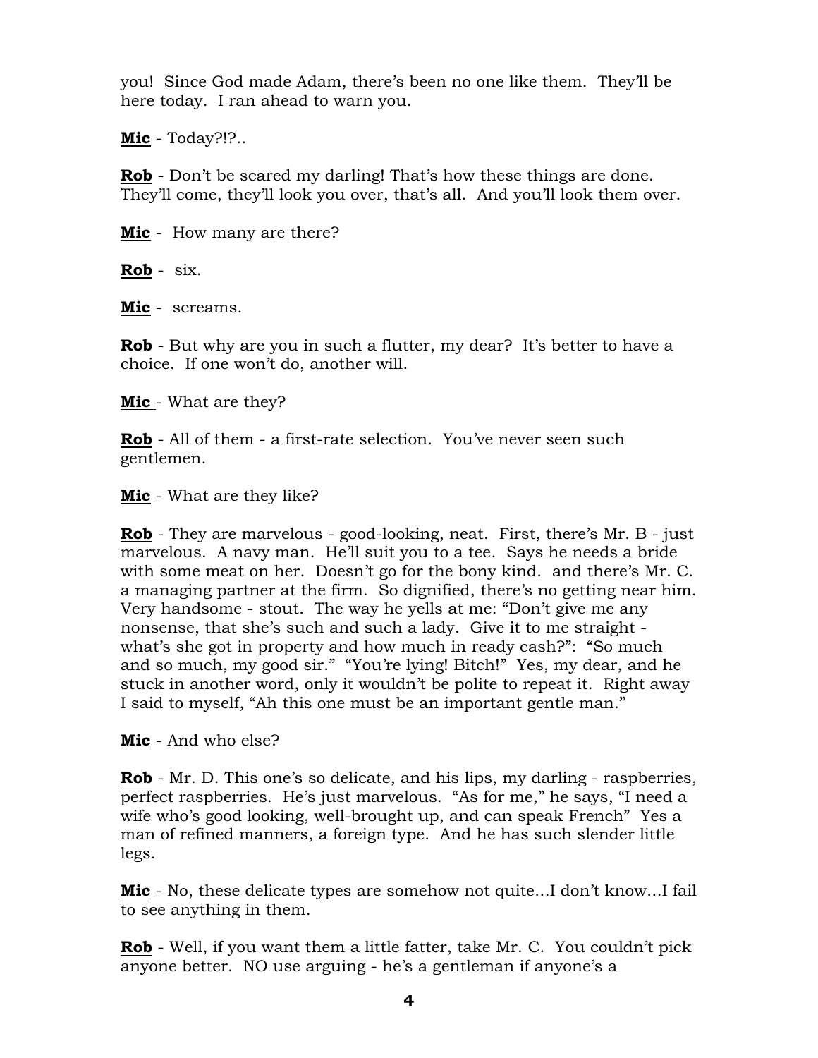you! Since God made Adam, there's been no one like them. They'll be here today. I ran ahead to warn you.

**Mic** - Today?!?..

**Rob** - Don't be scared my darling! That's how these things are done. They'll come, they'll look you over, that's all. And you'll look them over.

**Mic** - How many are there?

**Rob** - six.

**Mic** - screams.

**Rob** - But why are you in such a flutter, my dear? It's better to have a choice. If one won't do, another will.

**Mic** - What are they?

**Rob** - All of them - a first-rate selection. You've never seen such gentlemen.

**Mic** - What are they like?

**Rob** - They are marvelous - good-looking, neat. First, there's Mr. B - just marvelous. A navy man. He'll suit you to a tee. Says he needs a bride with some meat on her. Doesn't go for the bony kind. and there's Mr. C. a managing partner at the firm. So dignified, there's no getting near him. Very handsome - stout. The way he yells at me: "Don't give me any nonsense, that she's such and such a lady. Give it to me straight - what's she got in property and how much in ready cash?": "So much and so much, my good sir." "You're lying! Bitch!" Yes, my dear, and he stuck in another word, only it wouldn't be polite to repeat it. Right away I said to myself, "Ah this one must be an important gentle man."

**Mic** - And who else?

**Rob** - Mr. D. This one's so delicate, and his lips, my darling - raspberries, perfect raspberries. He's just marvelous. "As for me," he says, "I need a wife who's good looking, well-brought up, and can speak French" Yes a man of refined manners, a foreign type. And he has such slender little legs.

**Mic** - No, these delicate types are somehow not quite...I don't know...I fail to see anything in them.

**Rob** - Well, if you want them a little fatter, take Mr. C. You couldn't pick anyone better. NO use arguing - he's a gentleman if anyone's a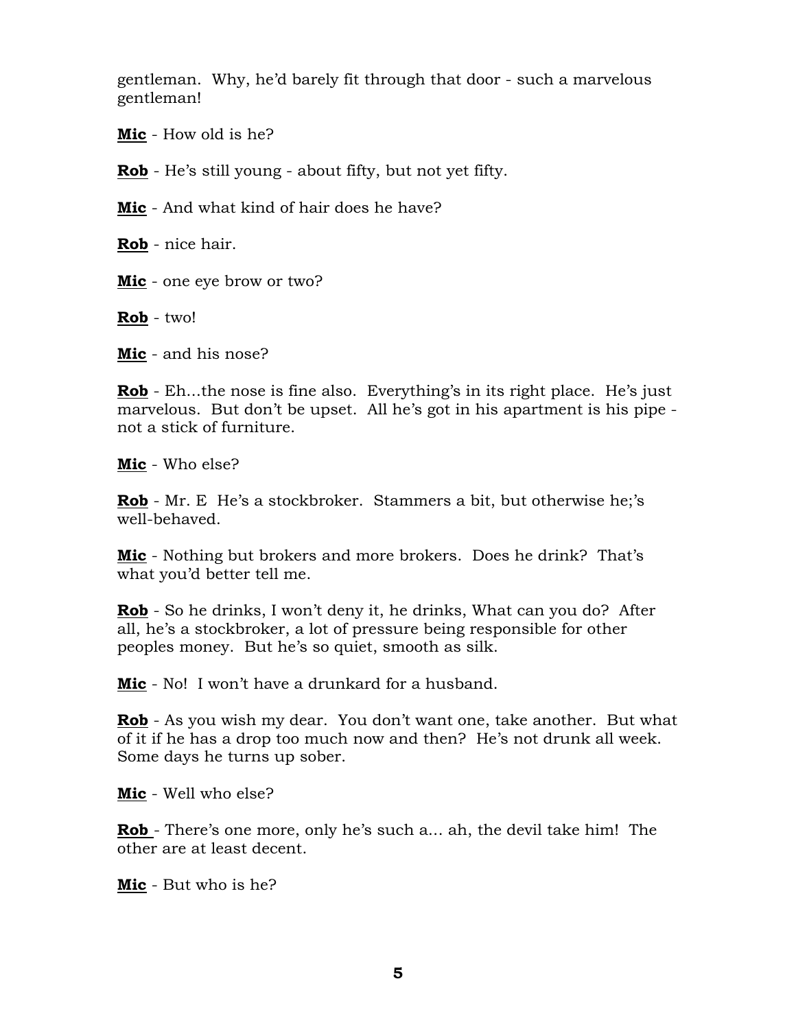gentleman. Why, he'd barely fit through that door - such a marvelous gentleman!

**Mic** - How old is he?

**Rob** - He's still young - about fifty, but not yet fifty.

**Mic** - And what kind of hair does he have?

**Rob** - nice hair.

**Mic** - one eye brow or two?

**Rob** - two!

**Mic** - and his nose?

**Rob** - Eh...the nose is fine also. Everything's in its right place. He's just marvelous. But don't be upset. All he's got in his apartment is his pipe - not a stick of furniture.

**Mic** - Who else?

**Rob** - Mr. E He's a stockbroker. Stammers a bit, but otherwise he;'s well-behaved.

**Mic** - Nothing but brokers and more brokers. Does he drink? That's what you'd better tell me.

**Rob** - So he drinks, I won't deny it, he drinks, What can you do? After all, he's a stockbroker, a lot of pressure being responsible for other peoples money. But he's so quiet, smooth as silk.

**Mic** - No! I won't have a drunkard for a husband.

**Rob** - As you wish my dear. You don't want one, take another. But what of it if he has a drop too much now and then? He's not drunk all week. Some days he turns up sober.

**Mic** - Well who else?

**Rob** - There's one more, only he's such a... ah, the devil take him! The other are at least decent.

**Mic** - But who is he?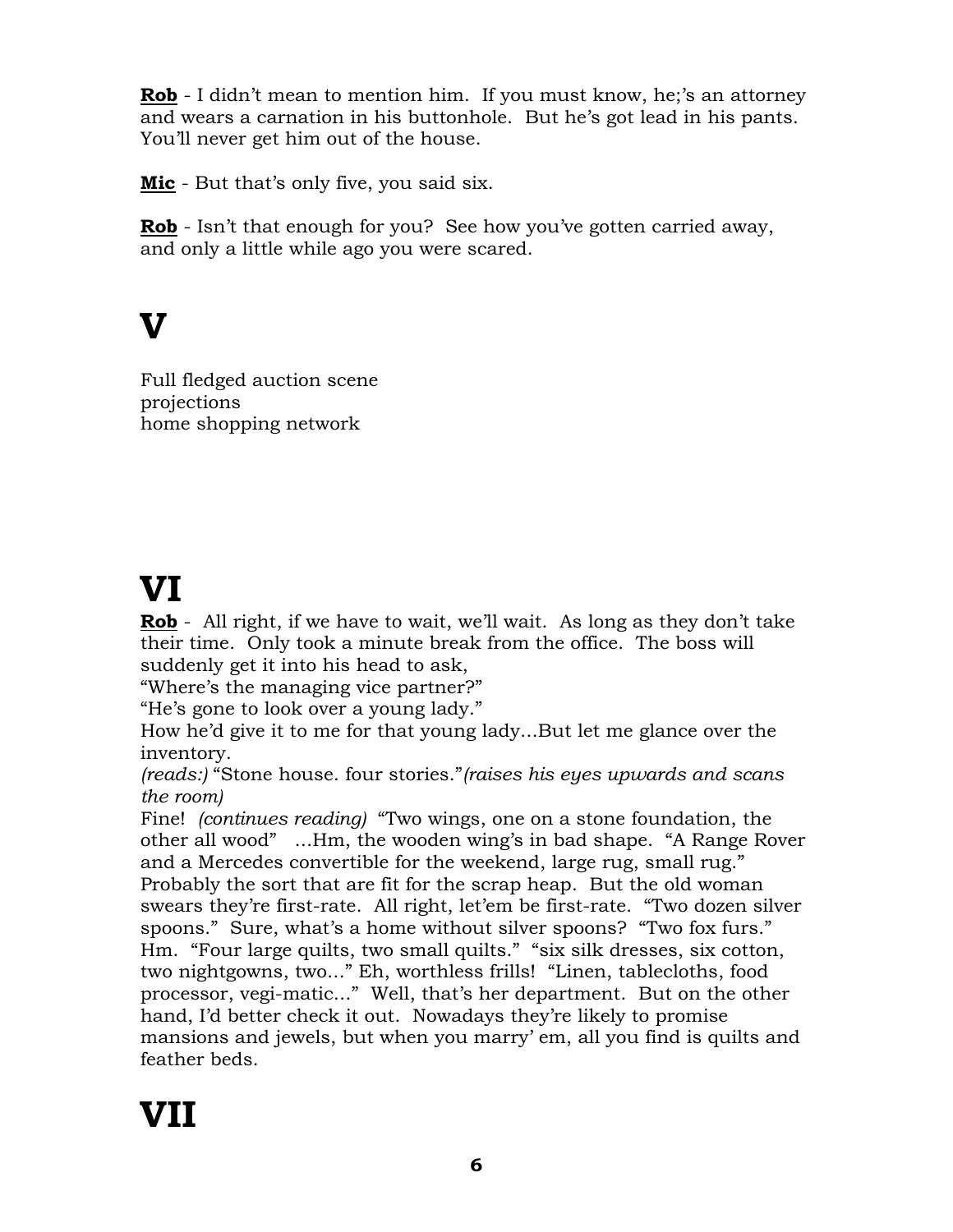**Rob** - I didn't mean to mention him. If you must know, he;'s an attorney and wears a carnation in his buttonhole. But he's got lead in his pants. You'll never get him out of the house.

**Mic** - But that's only five, you said six.

**Rob** - Isn't that enough for you? See how you've gotten carried away, and only a little while ago you were scared.

# V

Full fledged auction scene
projections
home shopping network

# VI

**Rob** - All right, if we have to wait, we'll wait. As long as they don't take their time. Only took a minute break from the office. The boss will suddenly get it into his head to ask,
"Where's the managing vice partner?"
"He's gone to look over a young lady."
How he'd give it to me for that young lady...But let me glance over the inventory.
*(reads:)* "Stone house. four stories."*(raises his eyes upwards and scans the room)*
Fine! *(continues reading)* "Two wings, one on a stone foundation, the other all wood" ...Hm, the wooden wing's in bad shape. "A Range Rover and a Mercedes convertible for the weekend, large rug, small rug." Probably the sort that are fit for the scrap heap. But the old woman swears they're first-rate. All right, let'em be first-rate. "Two dozen silver spoons." Sure, what's a home without silver spoons? "Two fox furs." Hm. "Four large quilts, two small quilts." "six silk dresses, six cotton, two nightgowns, two..." Eh, worthless frills! "Linen, tablecloths, food processor, vegi-matic..." Well, that's her department. But on the other hand, I'd better check it out. Nowadays they're likely to promise mansions and jewels, but when you marry' em, all you find is quilts and feather beds.

# VII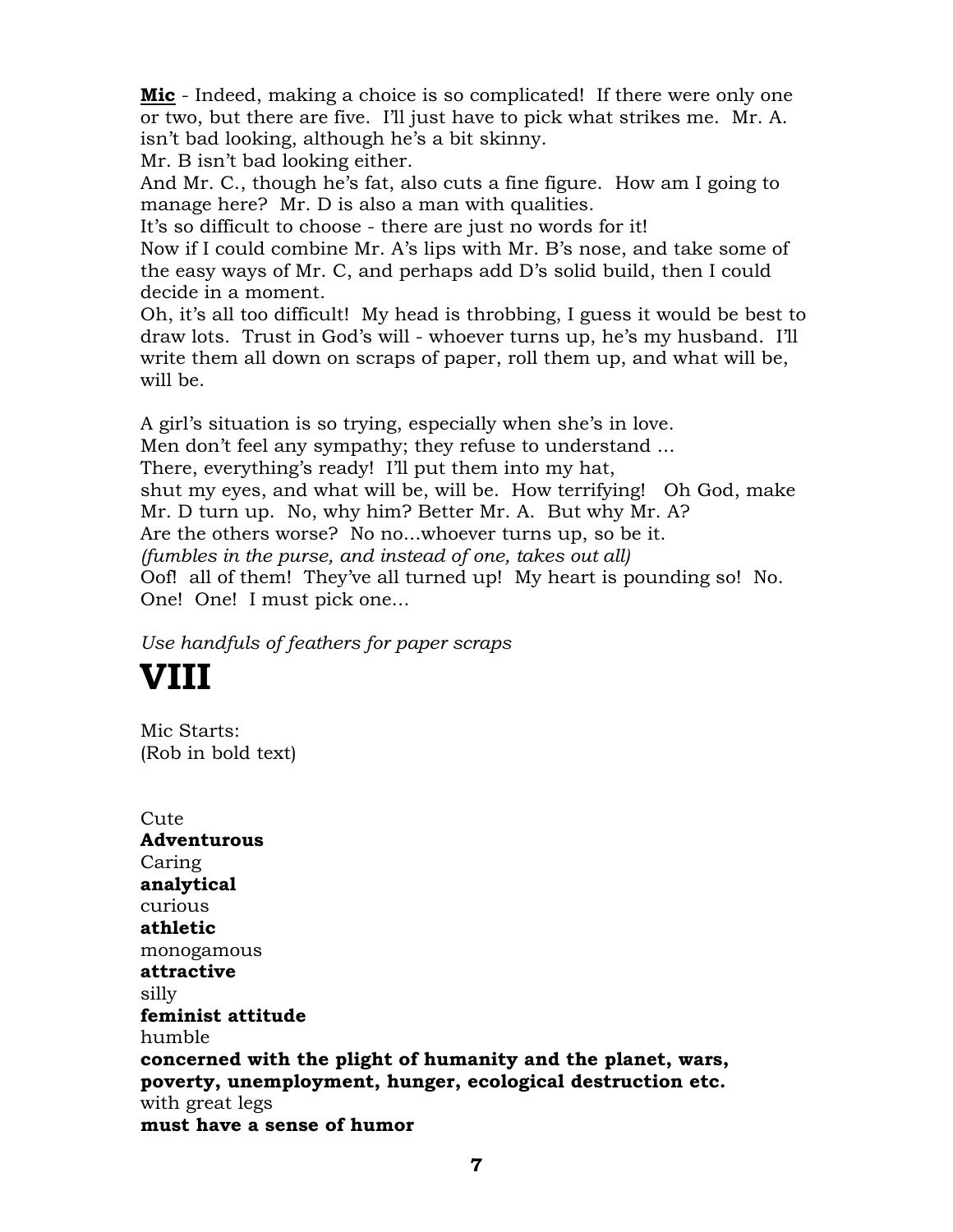**Mic** - Indeed, making a choice is so complicated! If there were only one or two, but there are five. I'll just have to pick what strikes me. Mr. A. isn't bad looking, although he's a bit skinny.
Mr. B isn't bad looking either.
And Mr. C., though he's fat, also cuts a fine figure. How am I going to manage here? Mr. D is also a man with qualities.
It's so difficult to choose - there are just no words for it!
Now if I could combine Mr. A's lips with Mr. B's nose, and take some of the easy ways of Mr. C, and perhaps add D's solid build, then I could decide in a moment.
Oh, it's all too difficult! My head is throbbing, I guess it would be best to draw lots. Trust in God's will - whoever turns up, he's my husband. I'll write them all down on scraps of paper, roll them up, and what will be, will be.

A girl's situation is so trying, especially when she's in love.
Men don't feel any sympathy; they refuse to understand ...
There, everything's ready! I'll put them into my hat,
shut my eyes, and what will be, will be. How terrifying! Oh God, make Mr. D turn up. No, why him? Better Mr. A. But why Mr. A?
Are the others worse? No no...whoever turns up, so be it.
*(fumbles in the purse, and instead of one, takes out all)*
Oof! all of them! They've all turned up! My heart is pounding so! No. One! One! I must pick one...

*Use handfuls of feathers for paper scraps*

# VIII

Mic Starts:
(Rob in bold text)

Cute
**Adventurous**
Caring
**analytical**
curious
**athletic**
monogamous
**attractive**
silly
**feminist attitude**
humble
**concerned with the plight of humanity and the planet, wars, poverty, unemployment, hunger, ecological destruction etc.**
with great legs
**must have a sense of humor**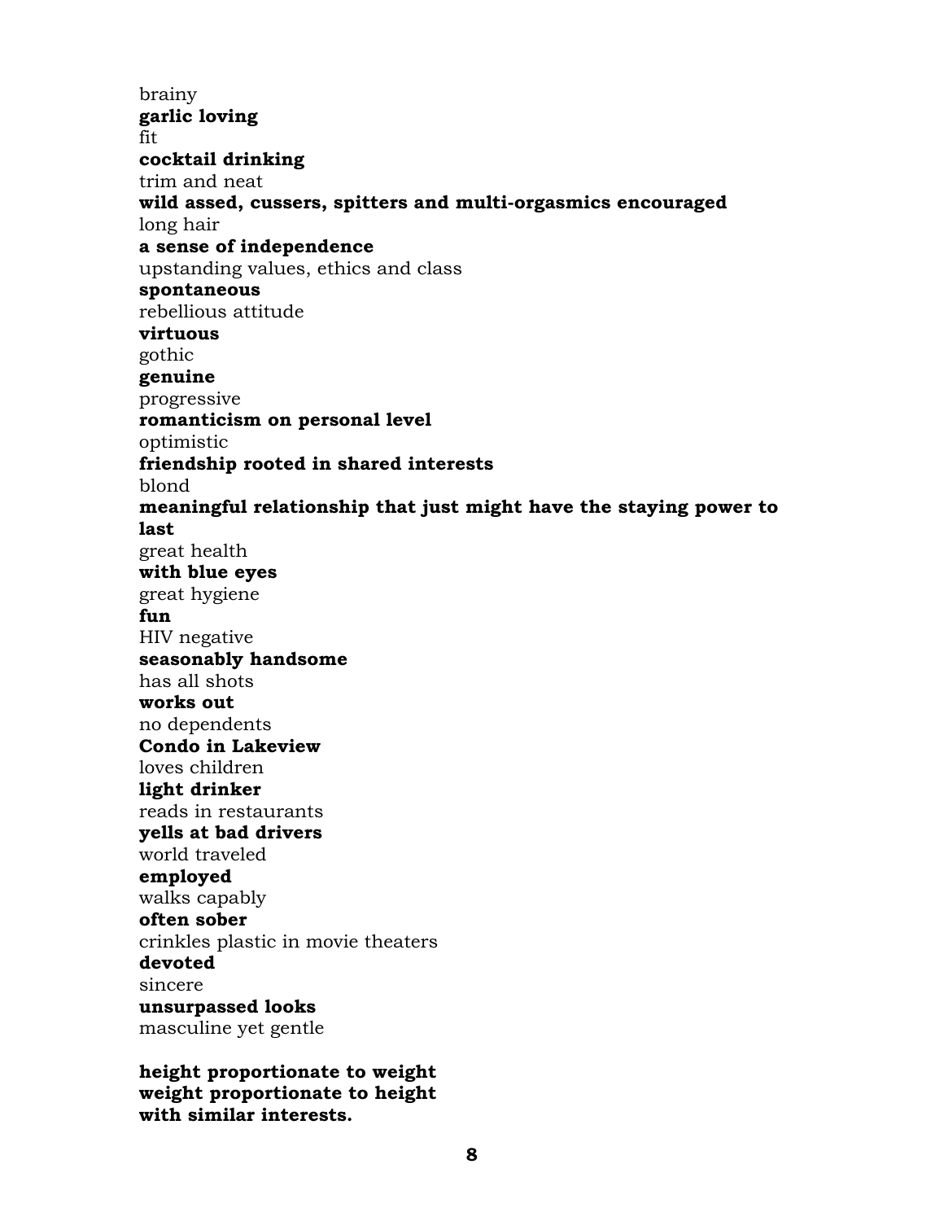brainy
**garlic loving**
fit
**cocktail drinking**
trim and neat
**wild assed, cussers, spitters and multi-orgasmics encouraged**
long hair
**a sense of independence**
upstanding values, ethics and class
**spontaneous**
rebellious attitude
**virtuous**
gothic
**genuine**
progressive
**romanticism on personal level**
optimistic
**friendship rooted in shared interests**
blond
**meaningful relationship that just might have the staying power to last**
great health
**with blue eyes**
great hygiene
**fun**
HIV negative
**seasonably handsome**
has all shots
**works out**
no dependents
**Condo in Lakeview**
loves children
**light drinker**
reads in restaurants
**yells at bad drivers**
world traveled
**employed**
walks capably
**often sober**
crinkles plastic in movie theaters
**devoted**
sincere
**unsurpassed looks**
masculine yet gentle

**height proportionate to weight**
**weight proportionate to height**
**with similar interests.**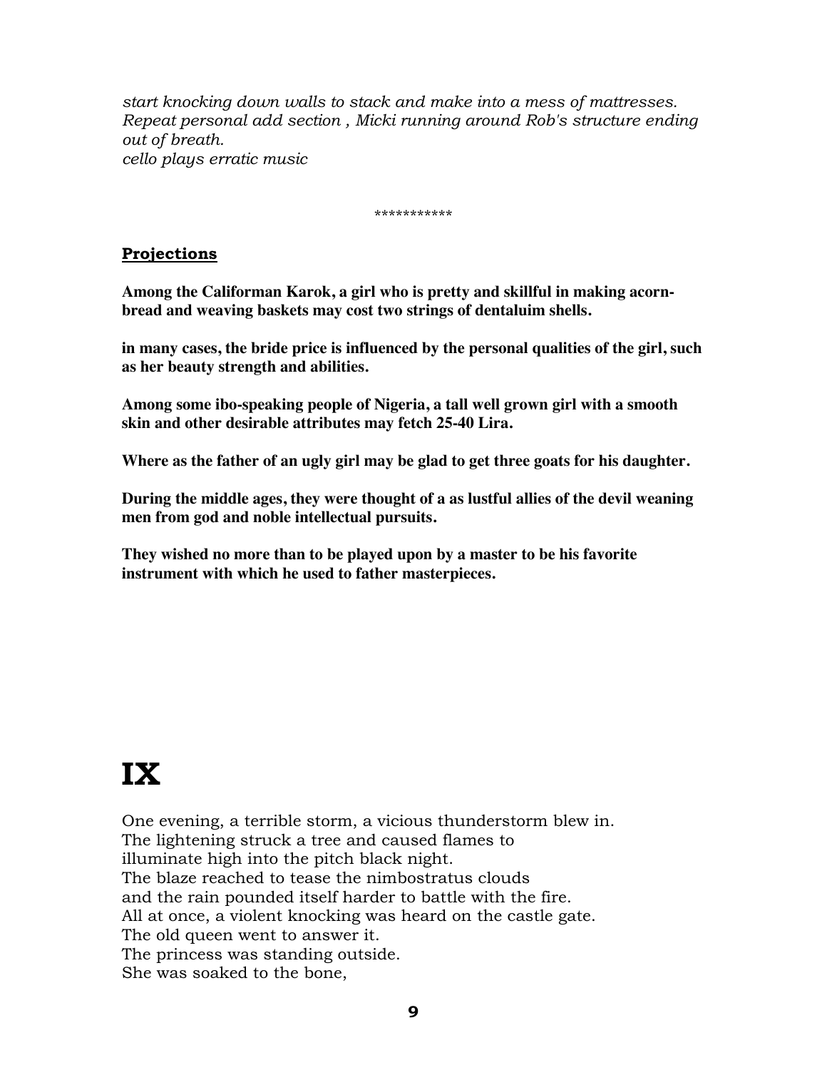*start knocking down walls to stack and make into a mess of mattresses. Repeat personal add section , Micki running around Rob's structure ending out of breath.*
*cello plays erratic music*

***********

**Projections**

**Among the Californan Karok, a girl who is pretty and skillful in making acorn-bread and weaving baskets may cost two strings of dentaluim shells.**

**in many cases, the bride price is influenced by the personal qualities of the girl, such as her beauty strength and abilities.**

**Among some ibo-speaking people of Nigeria, a tall well grown girl with a smooth skin and other desirable attributes may fetch 25-40 Lira.**

**Where as the father of an ugly girl may be glad to get three goats for his daughter.**

**During the middle ages, they were thought of a as lustful allies of the devil weaning men from god and noble intellectual pursuits.**

**They wished no more than to be played upon by a master to be his favorite instrument with which he used to father masterpieces.**

# IX

One evening, a terrible storm, a vicious thunderstorm blew in.
The lightening struck a tree and caused flames to
illuminate high into the pitch black night.
The blaze reached to tease the nimbostratus clouds
and the rain pounded itself harder to battle with the fire.
All at once, a violent knocking was heard on the castle gate.
The old queen went to answer it.
The princess was standing outside.
She was soaked to the bone,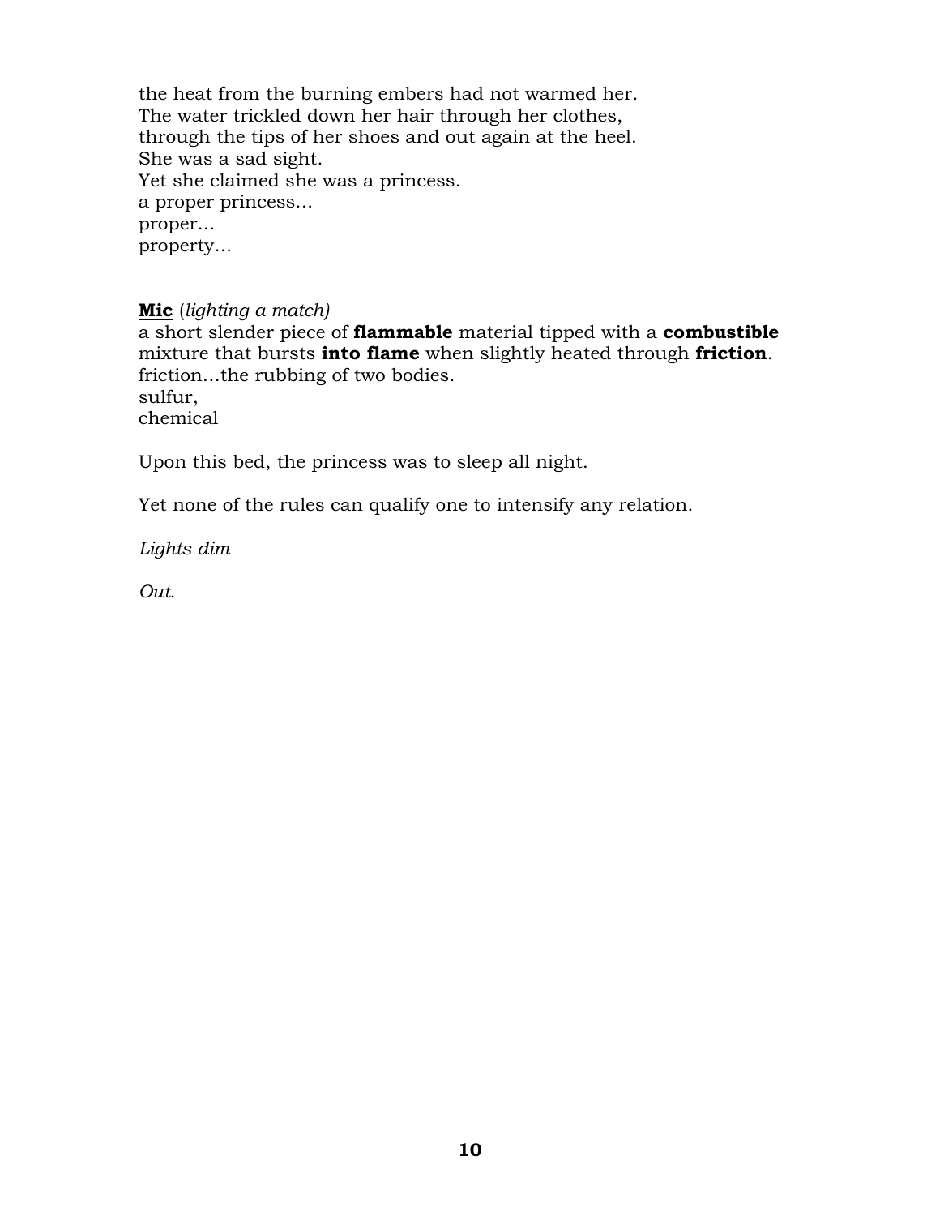the heat from the burning embers had not warmed her.
The water trickled down her hair through her clothes,
through the tips of her shoes and out again at the heel.
She was a sad sight.
Yet she claimed she was a princess.
a proper princess…
proper…
property…

**Mic** (*lighting a match)*
a short slender piece of **flammable** material tipped with a **combustible** mixture that bursts **into flame** when slightly heated through **friction**.
friction…the rubbing of two bodies.
sulfur,
chemical

Upon this bed, the princess was to sleep all night.

Yet none of the rules can qualify one to intensify any relation.

*Lights dim*

*Out.*